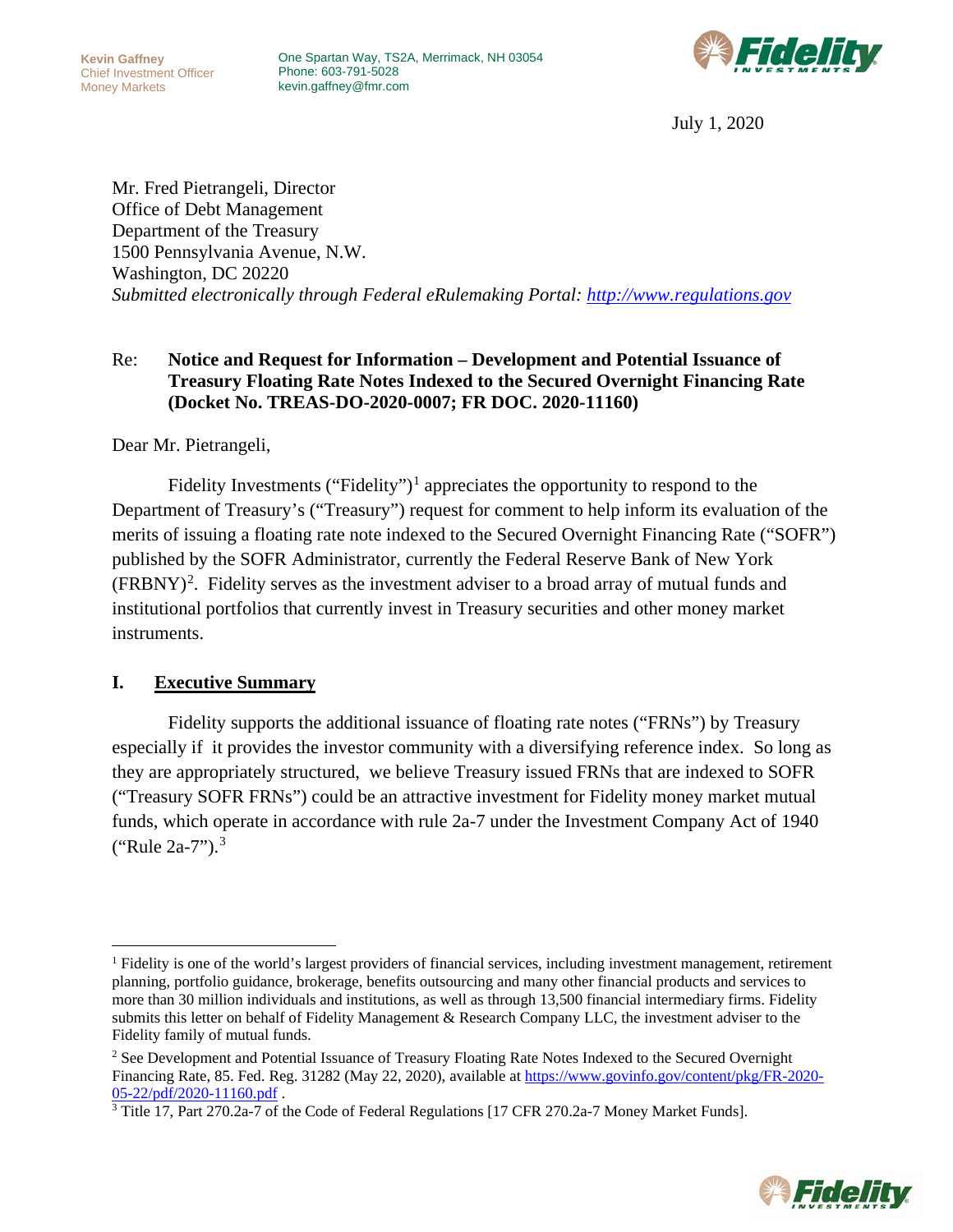Kevin Gaffney
Chief Investment Officer
Money Markets

One Spartan Way, TS2A, Merrimack, NH 03054
Phone: 603-791-5028
kevin.gaffney@fmr.com

July 1, 2020

Mr. Fred Pietrangeli, Director
Office of Debt Management
Department of the Treasury
1500 Pennsylvania Avenue, N.W.
Washington, DC 20220
*Submitted electronically through Federal eRulemaking Portal: [http://www.regulations.gov](http://www.regulations.gov)*

Re: **Notice and Request for Information – Development and Potential Issuance of Treasury Floating Rate Notes Indexed to the Secured Overnight Financing Rate (Docket No. TREAS-DO-2020-0007; FR DOC. 2020-11160)**

Dear Mr. Pietrangeli,

Fidelity Investments ("Fidelity")[1] appreciates the opportunity to respond to the Department of Treasury's ("Treasury") request for comment to help inform its evaluation of the merits of issuing a floating rate note indexed to the Secured Overnight Financing Rate ("SOFR") published by the SOFR Administrator, currently the Federal Reserve Bank of New York (FRBNY)[2]. Fidelity serves as the investment adviser to a broad array of mutual funds and institutional portfolios that currently invest in Treasury securities and other money market instruments.

## I. Executive Summary

Fidelity supports the additional issuance of floating rate notes ("FRNs") by Treasury especially if it provides the investor community with a diversifying reference index. So long as they are appropriately structured, we believe Treasury issued FRNs that are indexed to SOFR ("Treasury SOFR FRNs") could be an attractive investment for Fidelity money market mutual funds, which operate in accordance with rule 2a-7 under the Investment Company Act of 1940 ("Rule 2a-7").[3]

---

[1] Fidelity is one of the world's largest providers of financial services, including investment management, retirement planning, portfolio guidance, brokerage, benefits outsourcing and many other financial products and services to more than 30 million individuals and institutions, as well as through 13,500 financial intermediary firms. Fidelity submits this letter on behalf of Fidelity Management & Research Company LLC, the investment adviser to the Fidelity family of mutual funds.

[2] See Development and Potential Issuance of Treasury Floating Rate Notes Indexed to the Secured Overnight Financing Rate, 85. Fed. Reg. 31282 (May 22, 2020), available at [https://www.govinfo.gov/content/pkg/FR-2020-05-22/pdf/2020-11160.pdf](https://www.govinfo.gov/content/pkg/FR-2020-05-22/pdf/2020-11160.pdf) .

[3] Title 17, Part 270.2a-7 of the Code of Federal Regulations [17 CFR 270.2a-7 Money Market Funds].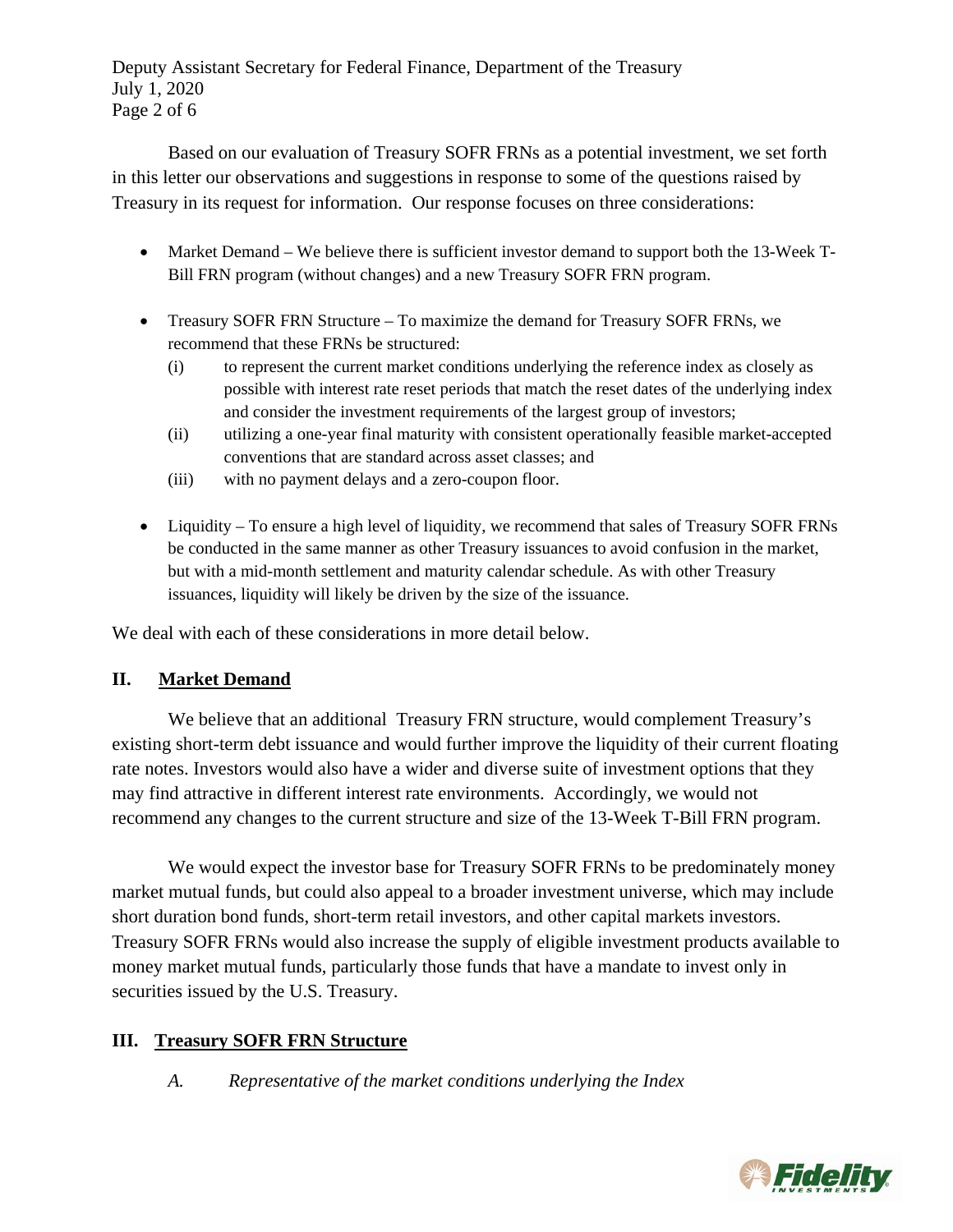Based on our evaluation of Treasury SOFR FRNs as a potential investment, we set forth in this letter our observations and suggestions in response to some of the questions raised by Treasury in its request for information. Our response focuses on three considerations:

- Market Demand – We believe there is sufficient investor demand to support both the 13-Week T-Bill FRN program (without changes) and a new Treasury SOFR FRN program.
- Treasury SOFR FRN Structure – To maximize the demand for Treasury SOFR FRNs, we recommend that these FRNs be structured:
  - (i) to represent the current market conditions underlying the reference index as closely as possible with interest rate reset periods that match the reset dates of the underlying index and consider the investment requirements of the largest group of investors;
  - (ii) utilizing a one-year final maturity with consistent operationally feasible market-accepted conventions that are standard across asset classes; and
  - (iii) with no payment delays and a zero-coupon floor.
- Liquidity – To ensure a high level of liquidity, we recommend that sales of Treasury SOFR FRNs be conducted in the same manner as other Treasury issuances to avoid confusion in the market, but with a mid-month settlement and maturity calendar schedule. As with other Treasury issuances, liquidity will likely be driven by the size of the issuance.

We deal with each of these considerations in more detail below.

## II. Market Demand

We believe that an additional Treasury FRN structure, would complement Treasury's existing short-term debt issuance and would further improve the liquidity of their current floating rate notes. Investors would also have a wider and diverse suite of investment options that they may find attractive in different interest rate environments. Accordingly, we would not recommend any changes to the current structure and size of the 13-Week T-Bill FRN program.

We would expect the investor base for Treasury SOFR FRNs to be predominately money market mutual funds, but could also appeal to a broader investment universe, which may include short duration bond funds, short-term retail investors, and other capital markets investors. Treasury SOFR FRNs would also increase the supply of eligible investment products available to money market mutual funds, particularly those funds that have a mandate to invest only in securities issued by the U.S. Treasury.

## III. Treasury SOFR FRN Structure

### *A. Representative of the market conditions underlying the Index*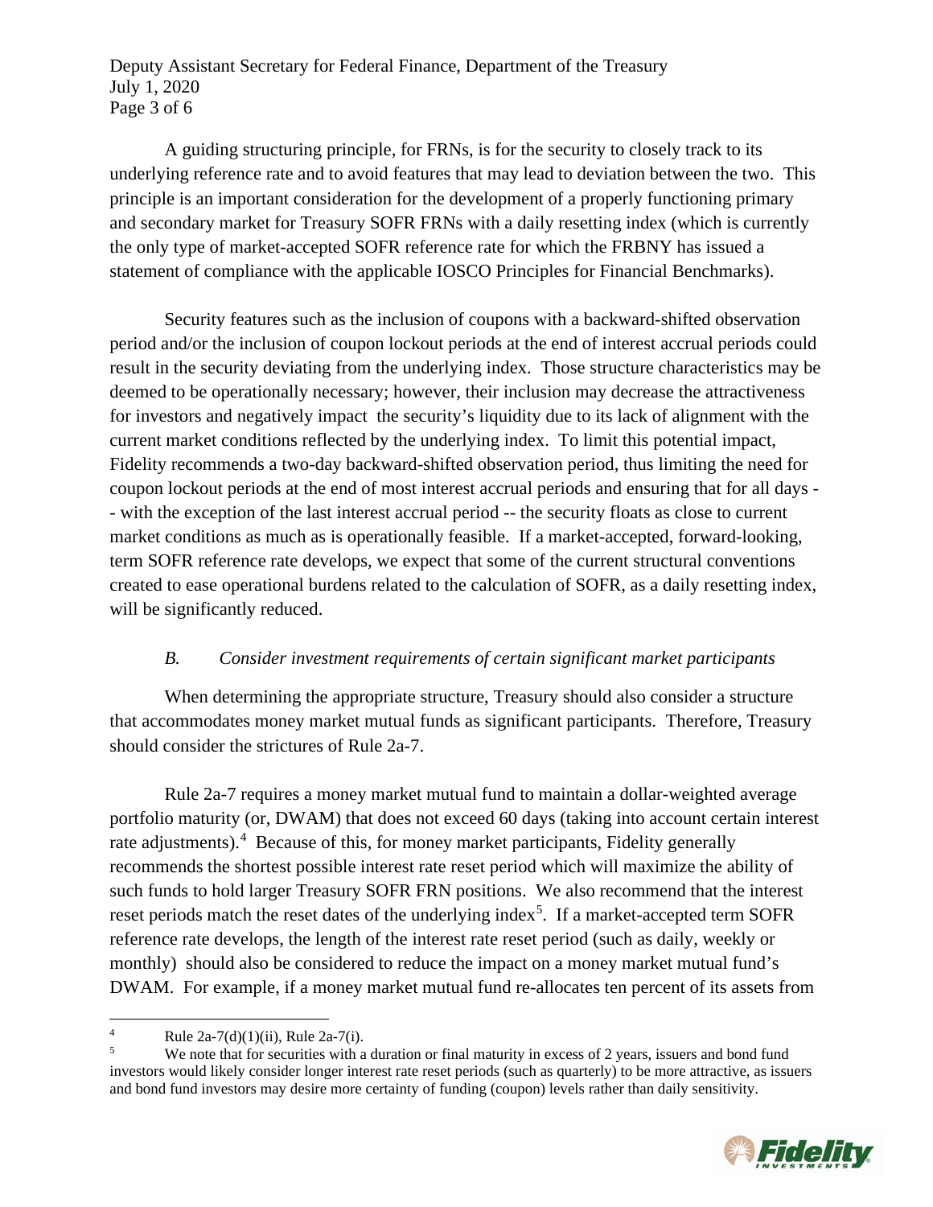A guiding structuring principle, for FRNs, is for the security to closely track to its underlying reference rate and to avoid features that may lead to deviation between the two. This principle is an important consideration for the development of a properly functioning primary and secondary market for Treasury SOFR FRNs with a daily resetting index (which is currently the only type of market-accepted SOFR reference rate for which the FRBNY has issued a statement of compliance with the applicable IOSCO Principles for Financial Benchmarks).

Security features such as the inclusion of coupons with a backward-shifted observation period and/or the inclusion of coupon lockout periods at the end of interest accrual periods could result in the security deviating from the underlying index. Those structure characteristics may be deemed to be operationally necessary; however, their inclusion may decrease the attractiveness for investors and negatively impact the security's liquidity due to its lack of alignment with the current market conditions reflected by the underlying index. To limit this potential impact, Fidelity recommends a two-day backward-shifted observation period, thus limiting the need for coupon lockout periods at the end of most interest accrual periods and ensuring that for all days -- with the exception of the last interest accrual period -- the security floats as close to current market conditions as much as is operationally feasible. If a market-accepted, forward-looking, term SOFR reference rate develops, we expect that some of the current structural conventions created to ease operational burdens related to the calculation of SOFR, as a daily resetting index, will be significantly reduced.

*B. Consider investment requirements of certain significant market participants*

When determining the appropriate structure, Treasury should also consider a structure that accommodates money market mutual funds as significant participants. Therefore, Treasury should consider the strictures of Rule 2a-7.

Rule 2a-7 requires a money market mutual fund to maintain a dollar-weighted average portfolio maturity (or, DWAM) that does not exceed 60 days (taking into account certain interest rate adjustments).[4] Because of this, for money market participants, Fidelity generally recommends the shortest possible interest rate reset period which will maximize the ability of such funds to hold larger Treasury SOFR FRN positions. We also recommend that the interest reset periods match the reset dates of the underlying index[5]. If a market-accepted term SOFR reference rate develops, the length of the interest rate reset period (such as daily, weekly or monthly) should also be considered to reduce the impact on a money market mutual fund's DWAM. For example, if a money market mutual fund re-allocates ten percent of its assets from

---

[4] Rule 2a-7(d)(1)(ii), Rule 2a-7(i).

[5] We note that for securities with a duration or final maturity in excess of 2 years, issuers and bond fund investors would likely consider longer interest rate reset periods (such as quarterly) to be more attractive, as issuers and bond fund investors may desire more certainty of funding (coupon) levels rather than daily sensitivity.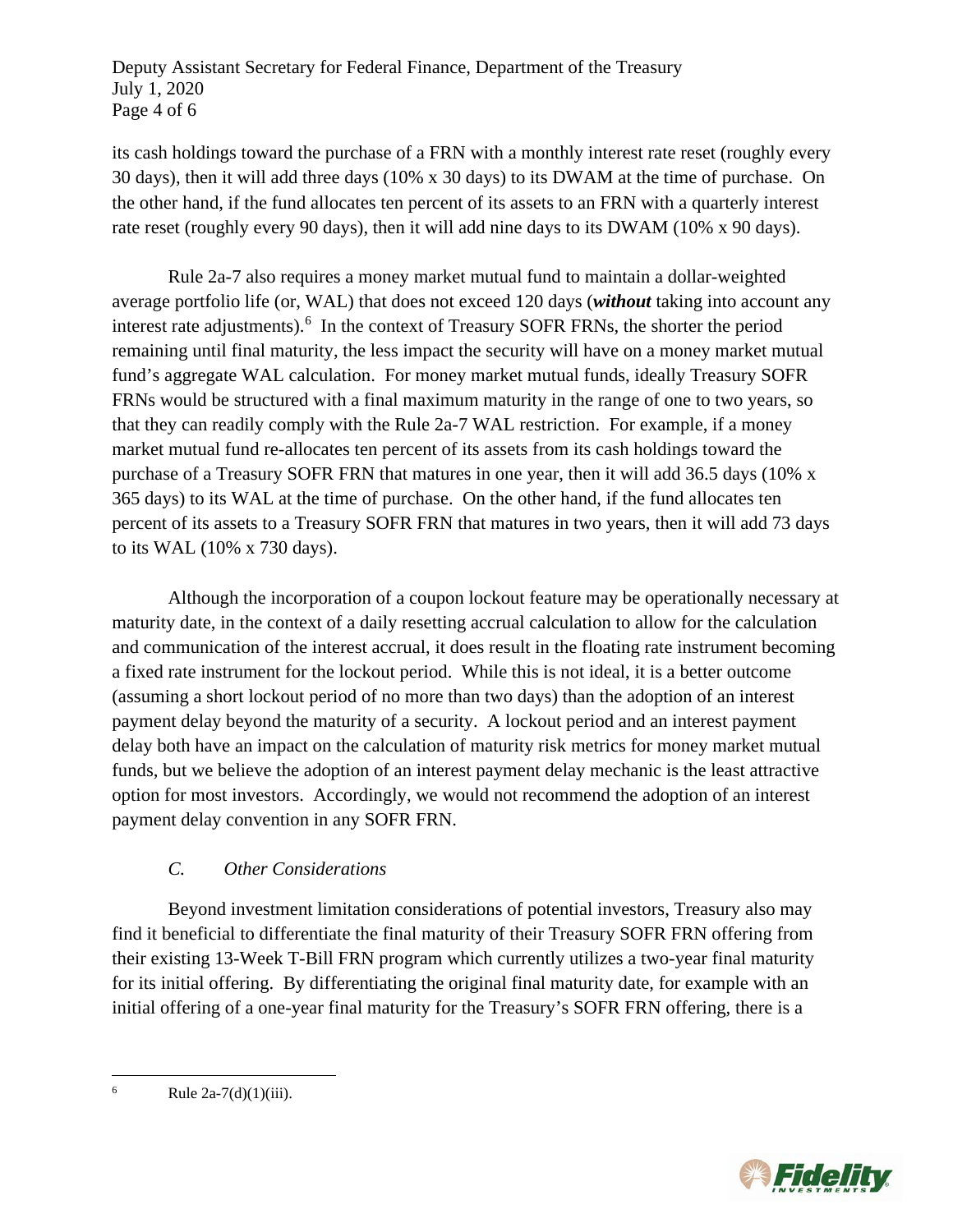its cash holdings toward the purchase of a FRN with a monthly interest rate reset (roughly every 30 days), then it will add three days (10% x 30 days) to its DWAM at the time of purchase. On the other hand, if the fund allocates ten percent of its assets to an FRN with a quarterly interest rate reset (roughly every 90 days), then it will add nine days to its DWAM (10% x 90 days).

Rule 2a-7 also requires a money market mutual fund to maintain a dollar-weighted average portfolio life (or, WAL) that does not exceed 120 days (***without*** taking into account any interest rate adjustments).[6] In the context of Treasury SOFR FRNs, the shorter the period remaining until final maturity, the less impact the security will have on a money market mutual fund's aggregate WAL calculation. For money market mutual funds, ideally Treasury SOFR FRNs would be structured with a final maximum maturity in the range of one to two years, so that they can readily comply with the Rule 2a-7 WAL restriction. For example, if a money market mutual fund re-allocates ten percent of its assets from its cash holdings toward the purchase of a Treasury SOFR FRN that matures in one year, then it will add 36.5 days (10% x 365 days) to its WAL at the time of purchase. On the other hand, if the fund allocates ten percent of its assets to a Treasury SOFR FRN that matures in two years, then it will add 73 days to its WAL (10% x 730 days).

Although the incorporation of a coupon lockout feature may be operationally necessary at maturity date, in the context of a daily resetting accrual calculation to allow for the calculation and communication of the interest accrual, it does result in the floating rate instrument becoming a fixed rate instrument for the lockout period. While this is not ideal, it is a better outcome (assuming a short lockout period of no more than two days) than the adoption of an interest payment delay beyond the maturity of a security. A lockout period and an interest payment delay both have an impact on the calculation of maturity risk metrics for money market mutual funds, but we believe the adoption of an interest payment delay mechanic is the least attractive option for most investors. Accordingly, we would not recommend the adoption of an interest payment delay convention in any SOFR FRN.

### *C. Other Considerations*

Beyond investment limitation considerations of potential investors, Treasury also may find it beneficial to differentiate the final maturity of their Treasury SOFR FRN offering from their existing 13-Week T-Bill FRN program which currently utilizes a two-year final maturity for its initial offering. By differentiating the original final maturity date, for example with an initial offering of a one-year final maturity for the Treasury's SOFR FRN offering, there is a

---

[6] Rule 2a-7(d)(1)(iii).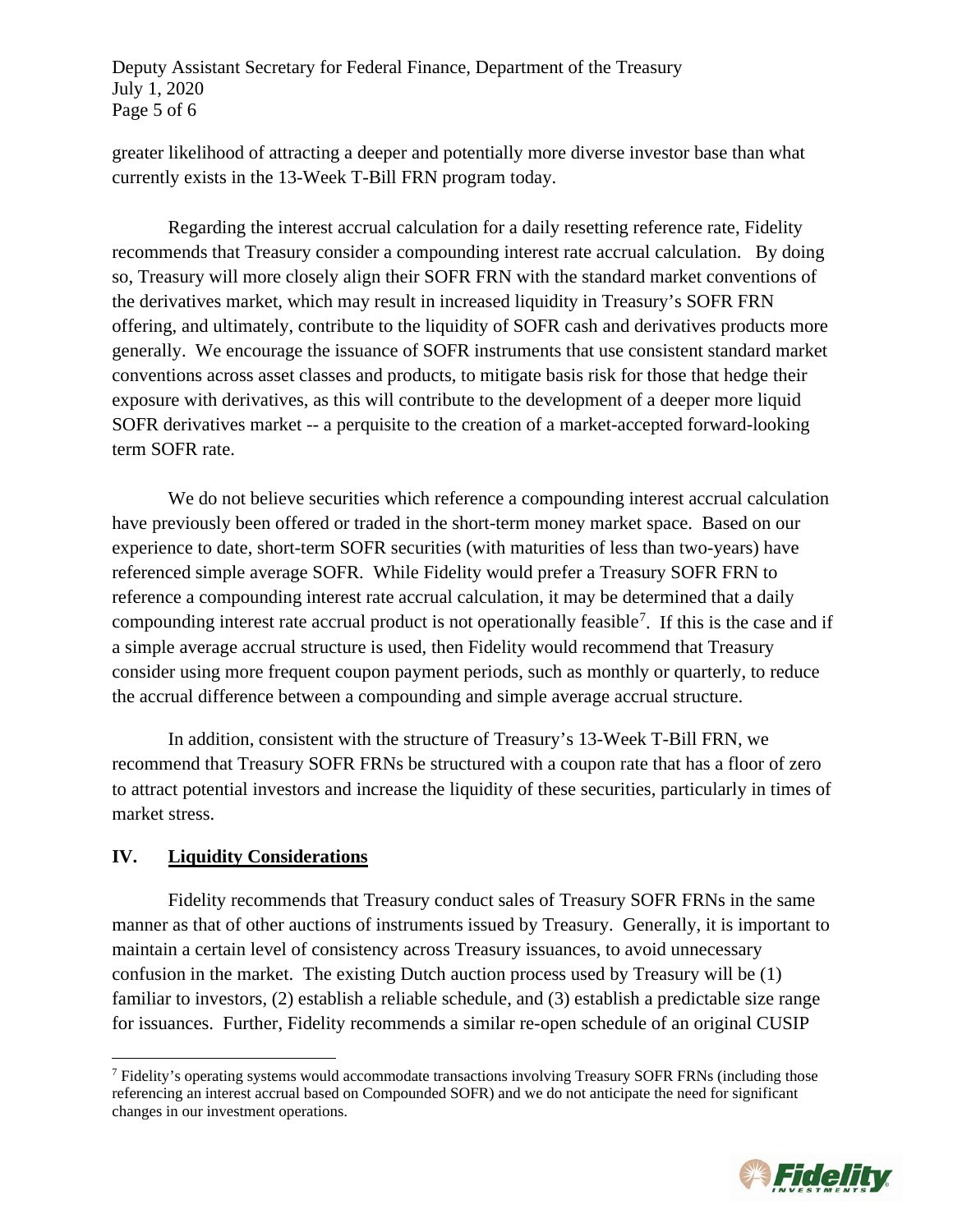greater likelihood of attracting a deeper and potentially more diverse investor base than what currently exists in the 13-Week T-Bill FRN program today.

Regarding the interest accrual calculation for a daily resetting reference rate, Fidelity recommends that Treasury consider a compounding interest rate accrual calculation. By doing so, Treasury will more closely align their SOFR FRN with the standard market conventions of the derivatives market, which may result in increased liquidity in Treasury's SOFR FRN offering, and ultimately, contribute to the liquidity of SOFR cash and derivatives products more generally. We encourage the issuance of SOFR instruments that use consistent standard market conventions across asset classes and products, to mitigate basis risk for those that hedge their exposure with derivatives, as this will contribute to the development of a deeper more liquid SOFR derivatives market -- a perquisite to the creation of a market-accepted forward-looking term SOFR rate.

We do not believe securities which reference a compounding interest accrual calculation have previously been offered or traded in the short-term money market space. Based on our experience to date, short-term SOFR securities (with maturities of less than two-years) have referenced simple average SOFR. While Fidelity would prefer a Treasury SOFR FRN to reference a compounding interest rate accrual calculation, it may be determined that a daily compounding interest rate accrual product is not operationally feasible[7]. If this is the case and if a simple average accrual structure is used, then Fidelity would recommend that Treasury consider using more frequent coupon payment periods, such as monthly or quarterly, to reduce the accrual difference between a compounding and simple average accrual structure.

In addition, consistent with the structure of Treasury's 13-Week T-Bill FRN, we recommend that Treasury SOFR FRNs be structured with a coupon rate that has a floor of zero to attract potential investors and increase the liquidity of these securities, particularly in times of market stress.

## IV. Liquidity Considerations

Fidelity recommends that Treasury conduct sales of Treasury SOFR FRNs in the same manner as that of other auctions of instruments issued by Treasury. Generally, it is important to maintain a certain level of consistency across Treasury issuances, to avoid unnecessary confusion in the market. The existing Dutch auction process used by Treasury will be (1) familiar to investors, (2) establish a reliable schedule, and (3) establish a predictable size range for issuances. Further, Fidelity recommends a similar re-open schedule of an original CUSIP

[7] Fidelity's operating systems would accommodate transactions involving Treasury SOFR FRNs (including those referencing an interest accrual based on Compounded SOFR) and we do not anticipate the need for significant changes in our investment operations.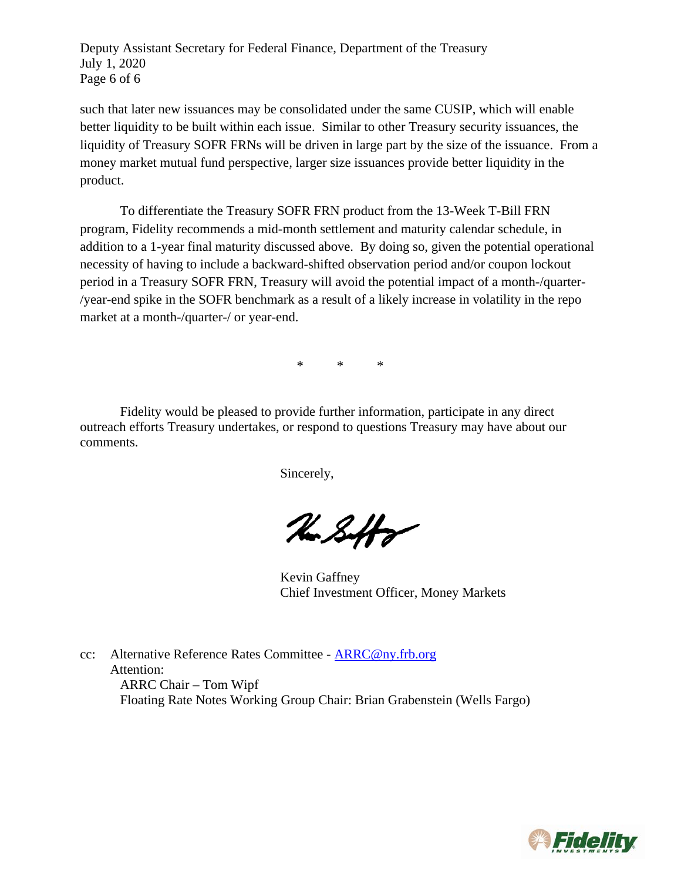such that later new issuances may be consolidated under the same CUSIP, which will enable better liquidity to be built within each issue. Similar to other Treasury security issuances, the liquidity of Treasury SOFR FRNs will be driven in large part by the size of the issuance. From a money market mutual fund perspective, larger size issuances provide better liquidity in the product.

To differentiate the Treasury SOFR FRN product from the 13-Week T-Bill FRN program, Fidelity recommends a mid-month settlement and maturity calendar schedule, in addition to a 1-year final maturity discussed above. By doing so, given the potential operational necessity of having to include a backward-shifted observation period and/or coupon lockout period in a Treasury SOFR FRN, Treasury will avoid the potential impact of a month-/quarter-/year-end spike in the SOFR benchmark as a result of a likely increase in volatility in the repo market at a month-/quarter-/ or year-end.

\* \* \*

Fidelity would be pleased to provide further information, participate in any direct outreach efforts Treasury undertakes, or respond to questions Treasury may have about our comments.

Sincerely,

Kevin Gaffney
Chief Investment Officer, Money Markets

cc: Alternative Reference Rates Committee - ARRC@ny.frb.org
Attention:
ARRC Chair – Tom Wipf
Floating Rate Notes Working Group Chair: Brian Grabenstein (Wells Fargo)